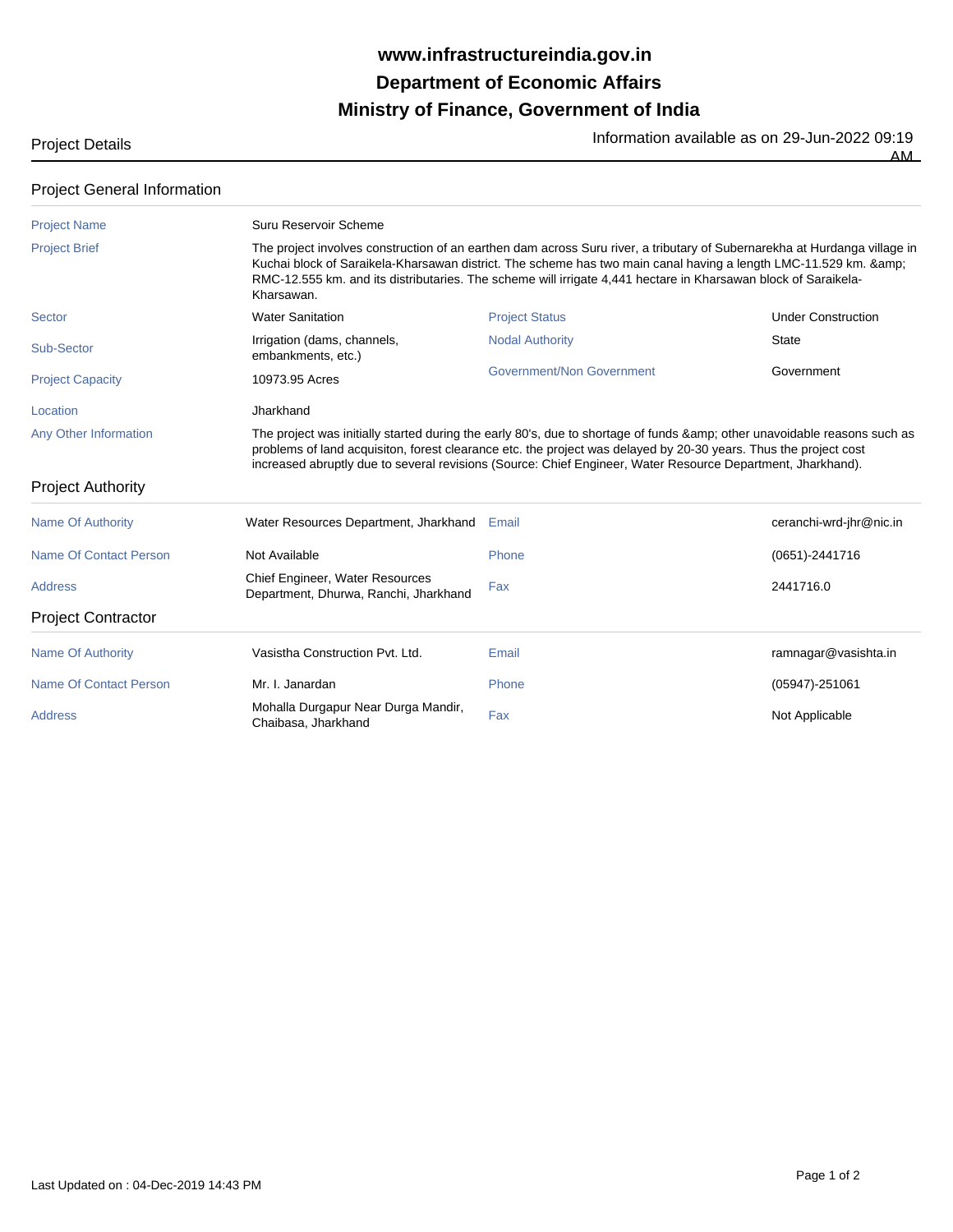# www.infrastructureindia.gov.in

# Department of Economic Affairs

# Ministry of Finance, Government of India

Project Details

Information available as on 29-Jun-2022 09:19 AM

## Project General Information

| | | | |
|---|---|---|---|
| Project Name | Suru Reservoir Scheme | | |
| Project Brief | The project involves construction of an earthen dam across Suru river, a tributary of Subernarekha at Hurdanga village in Kuchai block of Saraikela-Kharsawan district. The scheme has two main canal having a length LMC-11.529 km. &amp; RMC-12.555 km. and its distributaries. The scheme will irrigate 4,441 hectare in Kharsawan block of Saraikela-Kharsawan. | | |
| Sector | Water Sanitation | Project Status | Under Construction |
| Sub-Sector | Irrigation (dams, channels, embankments, etc.) | Nodal Authority | State |
| Project Capacity | 10973.95 Acres | Government/Non Government | Government |
| Location | Jharkhand | | |
| Any Other Information | The project was initially started during the early 80's, due to shortage of funds &amp; other unavoidable reasons such as problems of land acquisiton, forest clearance etc. the project was delayed by 20-30 years. Thus the project cost increased abruptly due to several revisions (Source: Chief Engineer, Water Resource Department, Jharkhand). | | |

## Project Authority

| | | | |
|---|---|---|---|
| Name Of Authority | Water Resources Department, Jharkhand | Email | ceranchi-wrd-jhr@nic.in |
| Name Of Contact Person | Not Available | Phone | (0651)-2441716 |
| Address | Chief Engineer, Water Resources Department, Dhurwa, Ranchi, Jharkhand | Fax | 2441716.0 |

## Project Contractor

| | | | |
|---|---|---|---|
| Name Of Authority | Vasistha Construction Pvt. Ltd. | Email | ramnagar@vasishta.in |
| Name Of Contact Person | Mr. I. Janardan | Phone | (05947)-251061 |
| Address | Mohalla Durgapur Near Durga Mandir, Chaibasa, Jharkhand | Fax | Not Applicable |

Last Updated on : 04-Dec-2019 14:43 PM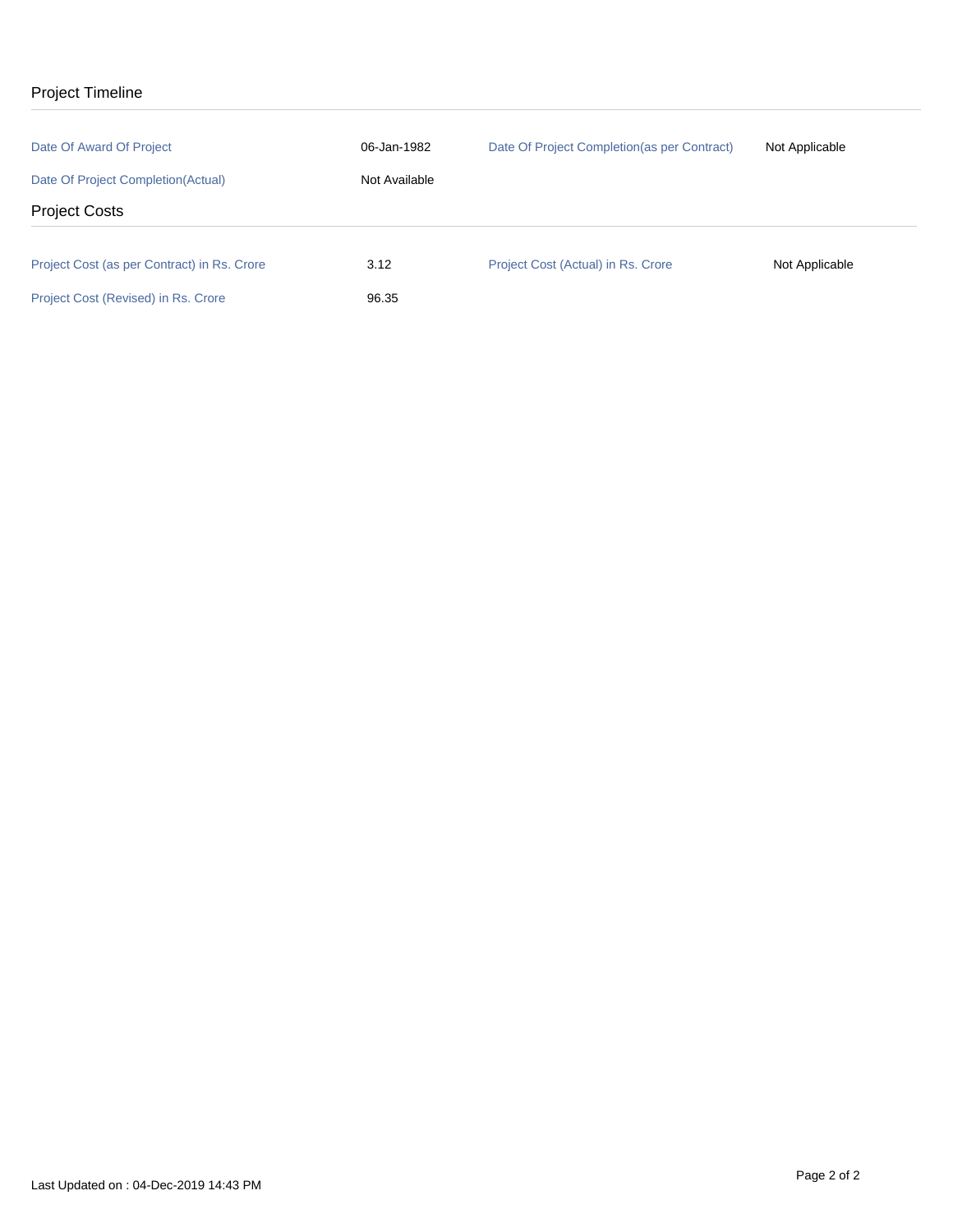## Project Timeline

| | | | |
|---|---|---|---|
| Date Of Award Of Project | 06-Jan-1982 | Date Of Project Completion(as per Contract) | Not Applicable |
| Date Of Project Completion(Actual) | Not Available | | |

## Project Costs

| | | | |
|---|---|---|---|
| Project Cost (as per Contract) in Rs. Crore | 3.12 | Project Cost (Actual) in Rs. Crore | Not Applicable |
| Project Cost (Revised) in Rs. Crore | 96.35 | | |

Last Updated on : 04-Dec-2019 14:43 PM